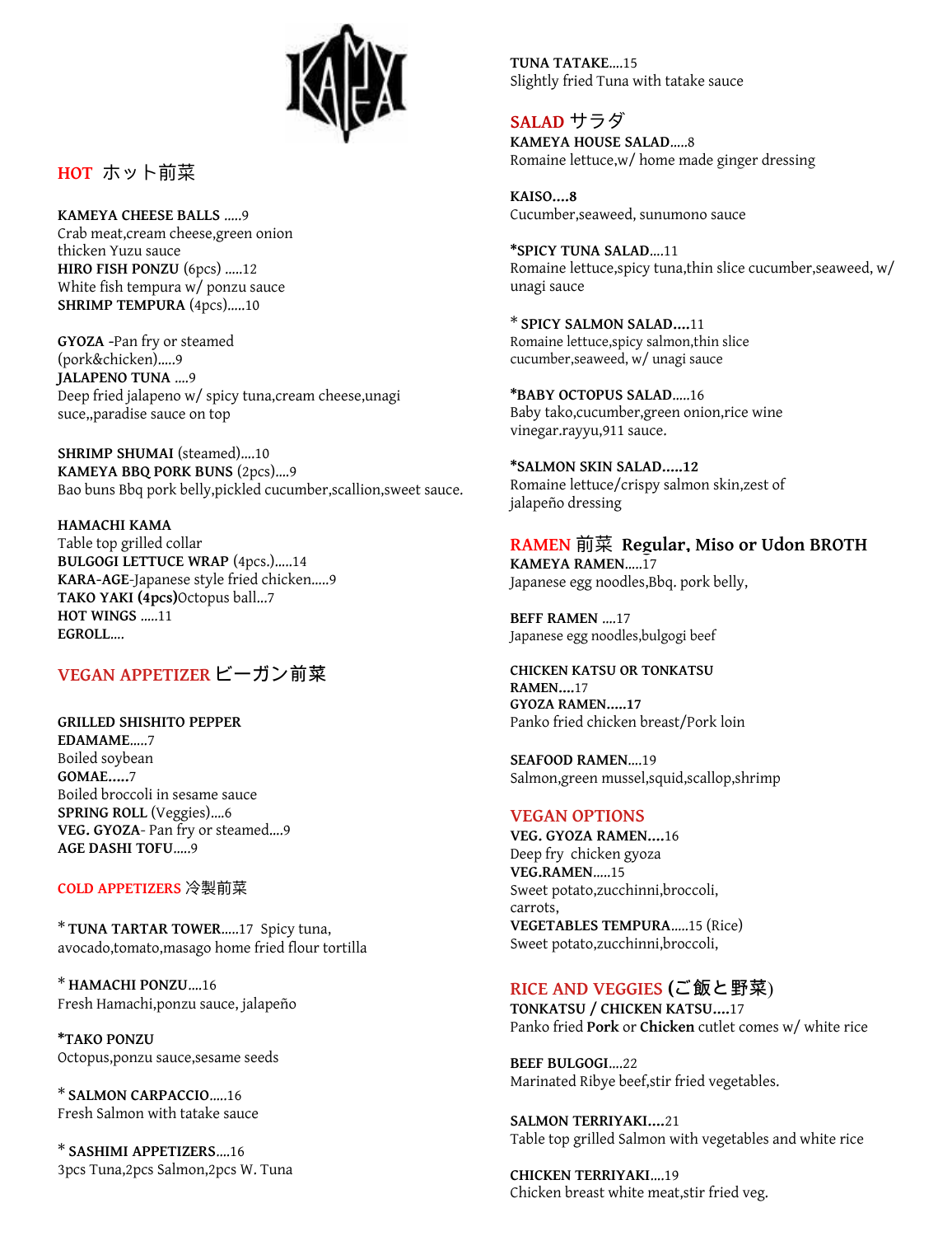KAMEYA

## HOT ホット前菜

**KAMEYA CHEESE BALLS** .....9
Crab meat,cream cheese,green onion
thicken Yuzu sauce
**HIRO FISH PONZU** (6pcs) .....12
White fish tempura w/ ponzu sauce
**SHRIMP TEMPURA** (4pcs).....10

**GYOZA** -Pan fry or steamed
(pork&chicken).....9
**JALAPENO TUNA** ....9
Deep fried jalapeno w/ spicy tuna,cream cheese,unagi
suce,,paradise sauce on top

**SHRIMP SHUMAI** (steamed)....10
**KAMEYA BBQ PORK BUNS** (2pcs)....9
Bao buns Bbq pork belly,pickled cucumber,scallion,sweet sauce.

**HAMACHI KAMA**
Table top grilled collar
**BULGOGI LETTUCE WRAP** (4pcs.).....14
**KARA-AGE**-Japanese style fried chicken.....9
**TAKO YAKI (4pcs)**Octopus ball...7
**HOT WINGS** .....11
**EGROLL**....

## VEGAN APPETIZER ビーガン前菜

**GRILLED SHISHITO PEPPER**
**EDAMAME**.....7
Boiled soybean
**GOMAE.....**7
Boiled broccoli in sesame sauce
**SPRING ROLL** (Veggies)....6
**VEG. GYOZA**- Pan fry or steamed....9
**AGE DASHI TOFU**.....9

## COLD APPETIZERS 冷製前菜

* **TUNA TARTAR TOWER**.....17 Spicy tuna,
avocado,tomato,masago home fried flour tortilla

* **HAMACHI PONZU**....16
Fresh Hamachi,ponzu sauce, jalapeño

***TAKO PONZU**
Octopus,ponzu sauce,sesame seeds

* **SALMON CARPACCIO**.....16
Fresh Salmon with tatake sauce

* **SASHIMI APPETIZERS**....16
3pcs Tuna,2pcs Salmon,2pcs W. Tuna

**TUNA TATAKE**....15
Slightly fried Tuna with tatake sauce

## SALAD サラダ

**KAMEYA HOUSE SALAD**.....8
Romaine lettuce,w/ home made ginger dressing

**KAISO....8**
Cucumber,seaweed, sunumono sauce

***SPICY TUNA SALAD**....11
Romaine lettuce,spicy tuna,thin slice cucumber,seaweed, w/
unagi sauce

* **SPICY SALMON SALAD....**11
Romaine lettuce,spicy salmon,thin slice
cucumber,seaweed, w/ unagi sauce

***BABY OCTOPUS SALAD**.....16
Baby tako,cucumber,green onion,rice wine
vinegar.rayyu,911 sauce.

***SALMON SKIN SALAD.....12**
Romaine lettuce/crispy salmon skin,zest of
jalapeño dressing

## RAMEN 前菜 Regular, Miso or Udon BROTH

**KAMEYA RAMEN**.....17
Japanese egg noodles,Bbq. pork belly,

**BEFF RAMEN** ....17
Japanese egg noodles,bulgogi beef

**CHICKEN KATSU OR TONKATSU RAMEN....**17
**GYOZA RAMEN.....17**
Panko fried chicken breast/Pork loin

**SEAFOOD RAMEN**....19
Salmon,green mussel,squid,scallop,shrimp

## VEGAN OPTIONS

**VEG. GYOZA RAMEN....**16
Deep fry chicken gyoza
**VEG.RAMEN**.....15
Sweet potato,zucchinni,broccoli,
carrots,
**VEGETABLES TEMPURA**.....15 (Rice)
Sweet potato,zucchinni,broccoli,

## RICE AND VEGGIES (ご飯と野菜)

**TONKATSU / CHICKEN KATSU....**17
Panko fried **Pork** or **Chicken** cutlet comes w/ white rice

**BEEF BULGOGI**....22
Marinated Ribye beef,stir fried vegetables.

**SALMON TERRIYAKI....**21
Table top grilled Salmon with vegetables and white rice

**CHICKEN TERRIYAKI**....19
Chicken breast white meat,stir fried veg.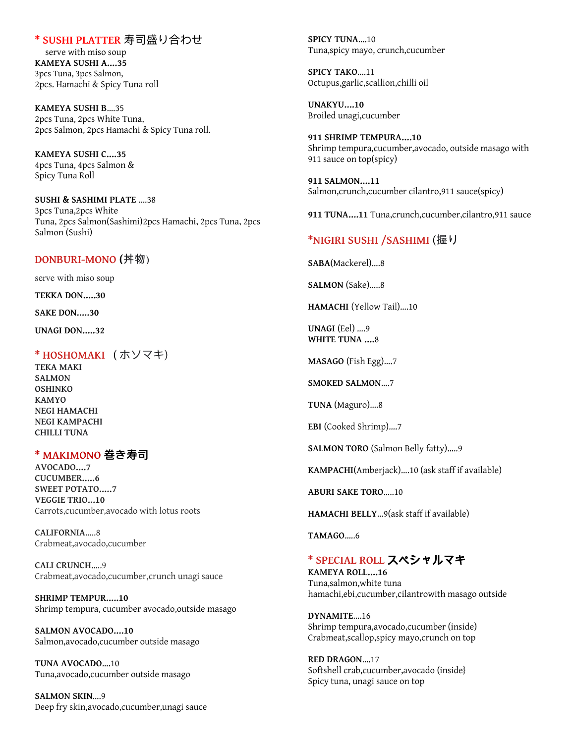## * SUSHI PLATTER 寿司盛り合わせ

serve with miso soup

**KAMEYA SUSHI A....35**
3pcs Tuna, 3pcs Salmon,
2pcs. Hamachi & Spicy Tuna roll

**KAMEYA SUSHI B**....35
2pcs Tuna, 2pcs White Tuna,
2pcs Salmon, 2pcs Hamachi & Spicy Tuna roll.

**KAMEYA SUSHI C....35**
4pcs Tuna, 4pcs Salmon &
Spicy Tuna Roll

**SUSHI & SASHIMI PLATE** ....38
3pcs Tuna,2pcs White
Tuna, 2pcs Salmon(Sashimi)2pcs Hamachi, 2pcs Tuna, 2pcs
Salmon (Sushi)

## DONBURI-MONO (丼物)

serve with miso soup

**TEKKA DON.....30**

**SAKE DON.....30**

**UNAGI DON.....32**

## * HOSHOMAKI （ホソマキ)

**TEKA MAKI**
**SALMON**
**OSHINKO**
**KAMYO**
**NEGI HAMACHI**
**NEGI KAMPACHI**
**CHILLI TUNA**

## * MAKIMONO 巻き寿司

**AVOCADO....7**
**CUCUMBER.....6**
**SWEET POTATO.....7**
**VEGGIE TRIO...10**
Carrots,cucumber,avocado with lotus roots

**CALIFORNIA**.....8
Crabmeat,avocado,cucumber

**CALI CRUNCH**.....9
Crabmeat,avocado,cucumber,crunch unagi sauce

**SHRIMP TEMPUR.....10**
Shrimp tempura, cucumber avocado,outside masago

**SALMON AVOCADO....10**
Salmon,avocado,cucumber outside masago

**TUNA AVOCADO**....10
Tuna,avocado,cucumber outside masago

**SALMON SKIN**....9
Deep fry skin,avocado,cucumber,unagi sauce

**SPICY TUNA**....10
Tuna,spicy mayo, crunch,cucumber

**SPICY TAKO**....11
Octupus,garlic,scallion,chilli oil

**UNAKYU....10**
Broiled unagi,cucumber

**911 SHRIMP TEMPURA....10**
Shrimp tempura,cucumber,avocado, outside masago with 911 sauce on top(spicy)

**911 SALMON....11**
Salmon,crunch,cucumber cilantro,911 sauce(spicy)

**911 TUNA....11** Tuna,crunch,cucumber,cilantro,911 sauce

## *NIGIRI SUSHI /SASHIMI (握り

**SABA**(Mackerel)....8

**SALMON** (Sake).....8

**HAMACHI** (Yellow Tail)....10

**UNAGI** (Eel) ....9
**WHITE TUNA ....**8

**MASAGO** (Fish Egg)....7

**SMOKED SALMON**....7

**TUNA** (Maguro)....8

**EBI** (Cooked Shrimp)....7

**SALMON TORO** (Salmon Belly fatty).....9

**KAMPACHI**(Amberjack)....10 (ask staff if available)

**ABURI SAKE TORO**.....10

**HAMACHI BELLY**...9(ask staff if available)

**TAMAGO**.....6

## * SPECIAL ROLL スペシャルマキ

**KAMEYA ROLL....16**
Tuna,salmon,white tuna
hamachi,ebi,cucumber,cilantrowith masago outside

**DYNAMITE**....16
Shrimp tempura,avocado,cucumber (inside)
Crabmeat,scallop,spicy mayo,crunch on top

**RED DRAGON**....17
Softshell crab,cucumber,avocado (inside}
Spicy tuna, unagi sauce on top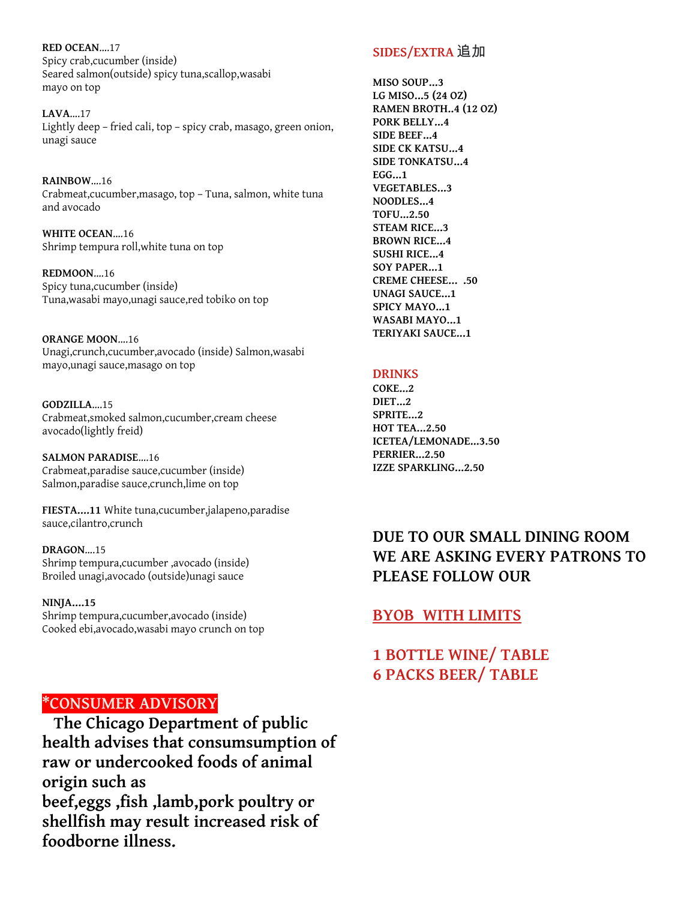**RED OCEAN**....17
Spicy crab,cucumber (inside)
Seared salmon(outside) spicy tuna,scallop,wasabi mayo on top

**LAVA**....17
Lightly deep – fried cali, top – spicy crab, masago, green onion, unagi sauce

**RAINBOW**....16
Crabmeat,cucumber,masago, top – Tuna, salmon, white tuna and avocado

**WHITE OCEAN**....16
Shrimp tempura roll,white tuna on top

**REDMOON**....16
Spicy tuna,cucumber (inside)
Tuna,wasabi mayo,unagi sauce,red tobiko on top

**ORANGE MOON**....16
Unagi,crunch,cucumber,avocado (inside) Salmon,wasabi mayo,unagi sauce,masago on top

**GODZILLA**....15
Crabmeat,smoked salmon,cucumber,cream cheese avocado(lightly freid)

**SALMON PARADISE**....16
Crabmeat,paradise sauce,cucumber (inside)
Salmon,paradise sauce,crunch,lime on top

**FIESTA....11** White tuna,cucumber,jalapeno,paradise sauce,cilantro,crunch

**DRAGON**....15
Shrimp tempura,cucumber ,avocado (inside)
Broiled unagi,avocado (outside)unagi sauce

**NINJA....15**
Shrimp tempura,cucumber,avocado (inside)
Cooked ebi,avocado,wasabi mayo crunch on top

## *CONSUMER ADVISORY

**The Chicago Department of public health advises that consumsumption of raw or undercooked foods of animal origin such as beef,eggs ,fish ,lamb,pork poultry or shellfish may result increased risk of foodborne illness.**

## SIDES/EXTRA 追加

**MISO SOUP...3**
**LG MISO...5 (24 OZ)**
**RAMEN BROTH..4 (12 OZ)**
**PORK BELLY...4**
**SIDE BEEF...4**
**SIDE CK KATSU...4**
**SIDE TONKATSU...4**
**EGG...1**
**VEGETABLES...3**
**NOODLES...4**
**TOFU...2.50**
**STEAM RICE...3**
**BROWN RICE...4**
**SUSHI RICE...4**
**SOY PAPER...1**
**CREME CHEESE... .50**
**UNAGI SAUCE...1**
**SPICY MAYO...1**
**WASABI MAYO...1**
**TERIYAKI SAUCE...1**

## DRINKS

**COKE...2**
**DIET...2**
**SPRITE...2**
**HOT TEA...2.50**
**ICETEA/LEMONADE...3.50**
**PERRIER...2.50**
**IZZE SPARKLING...2.50**

**DUE TO OUR SMALL DINING ROOM WE ARE ASKING EVERY PATRONS TO PLEASE FOLLOW OUR**

**BYOB WITH LIMITS**

**1 BOTTLE WINE/ TABLE**
**6 PACKS BEER/ TABLE**